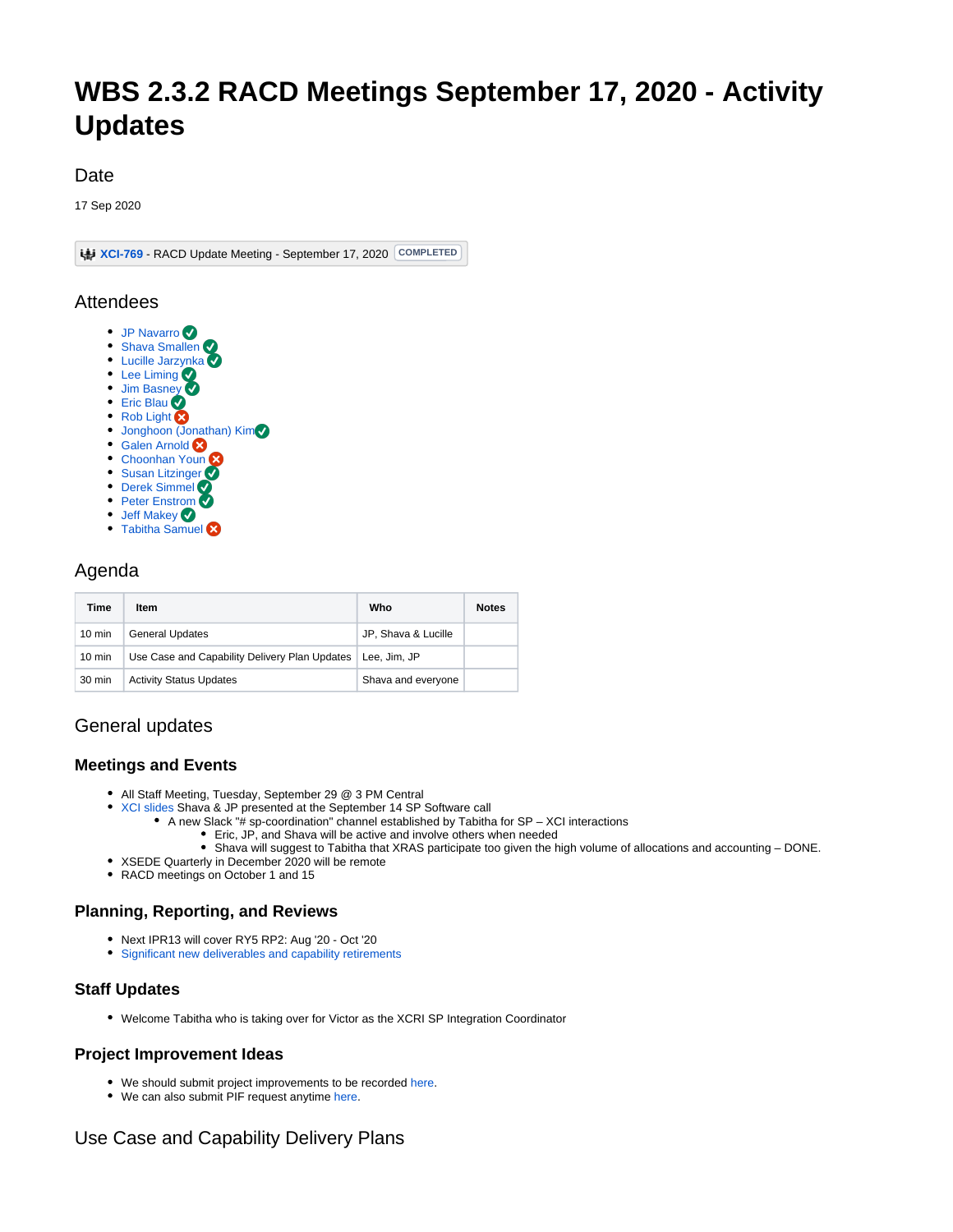# WBS 2.3.2 RACD Meetings September 17, 2020 - Activity Updates

## Date

17 Sep 2020

XCI-769 - RACD Update Meeting - September 17, 2020 COMPLETED

## Attendees

- JP Navarro ✓
- Shava Smallen ✓
- Lucille Jarzynka ✓
- Lee Liming ✓
- Jim Basney ✓
- Eric Blau ✓
- Rob Light ✗
- Jonghoon (Jonathan) Kim ✓
- Galen Arnold ✗
- Choonhan Youn ✗
- Susan Litzinger ✓
- Derek Simmel ✓
- Peter Enstrom ✓
- Jeff Makey ✓
- Tabitha Samuel ✗

## Agenda

| Time | Item | Who | Notes |
|---|---|---|---|
| 10 min | General Updates | JP, Shava & Lucille | |
| 10 min | Use Case and Capability Delivery Plan Updates | Lee, Jim, JP | |
| 30 min | Activity Status Updates | Shava and everyone | |

## General updates

### Meetings and Events

- All Staff Meeting, Tuesday, September 29 @ 3 PM Central
- XCI slides Shava & JP presented at the September 14 SP Software call
  - A new Slack "# sp-coordination" channel established by Tabitha for SP – XCI interactions
    - Eric, JP, and Shava will be active and involve others when needed
    - Shava will suggest to Tabitha that XRAS participate too given the high volume of allocations and accounting – DONE.
- XSEDE Quarterly in December 2020 will be remote
- RACD meetings on October 1 and 15

### Planning, Reporting, and Reviews

- Next IPR13 will cover RY5 RP2: Aug '20 - Oct '20
- Significant new deliverables and capability retirements

### Staff Updates

- Welcome Tabitha who is taking over for Victor as the XCRI SP Integration Coordinator

### Project Improvement Ideas

- We should submit project improvements to be recorded here.
- We can also submit PIF request anytime here.

## Use Case and Capability Delivery Plans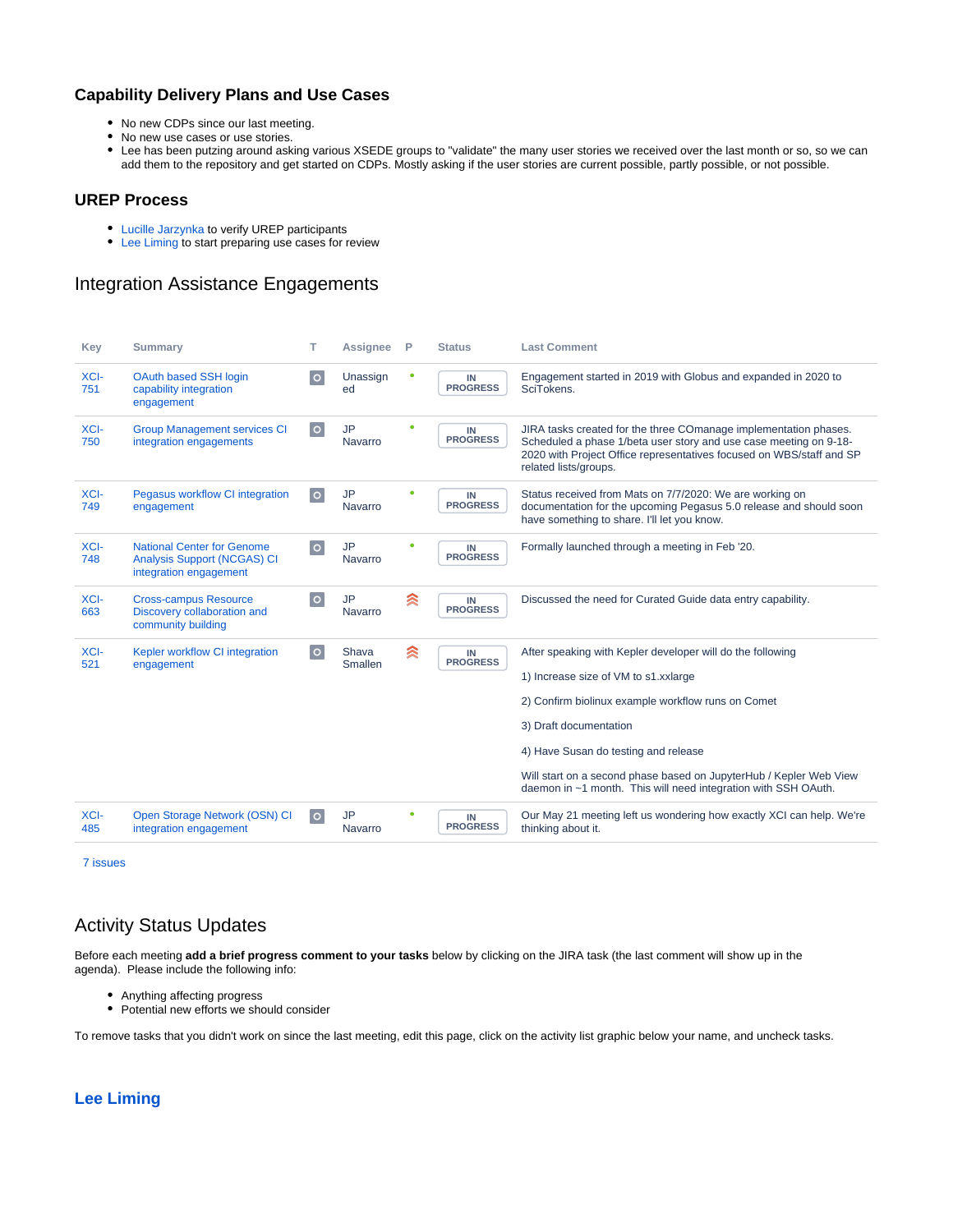### Capability Delivery Plans and Use Cases

- No new CDPs since our last meeting.
- No new use cases or use stories.
- Lee has been putzing around asking various XSEDE groups to "validate" the many user stories we received over the last month or so, so we can add them to the repository and get started on CDPs. Mostly asking if the user stories are current possible, partly possible, or not possible.

### UREP Process

- Lucille Jarzynka to verify UREP participants
- Lee Liming to start preparing use cases for review

## Integration Assistance Engagements

| Key | Summary | T | Assignee | P | Status | Last Comment |
|---|---|---|---|---|---|---|
| XCI-751 | OAuth based SSH login capability integration engagement | | Unassigned | | IN PROGRESS | Engagement started in 2019 with Globus and expanded in 2020 to SciTokens. |
| XCI-750 | Group Management services CI integration engagements | | JP Navarro | | IN PROGRESS | JIRA tasks created for the three COmanage implementation phases. Scheduled a phase 1/beta user story and use case meeting on 9-18-2020 with Project Office representatives focused on WBS/staff and SP related lists/groups. |
| XCI-749 | Pegasus workflow CI integration engagement | | JP Navarro | | IN PROGRESS | Status received from Mats on 7/7/2020: We are working on documentation for the upcoming Pegasus 5.0 release and should soon have something to share. I'll let you know. |
| XCI-748 | National Center for Genome Analysis Support (NCGAS) CI integration engagement | | JP Navarro | | IN PROGRESS | Formally launched through a meeting in Feb '20. |
| XCI-663 | Cross-campus Resource Discovery collaboration and community building | | JP Navarro | | IN PROGRESS | Discussed the need for Curated Guide data entry capability. |
| XCI-521 | Kepler workflow CI integration engagement | | Shava Smallen | | IN PROGRESS | After speaking with Kepler developer will do the following<br>1) Increase size of VM to s1.xxlarge<br>2) Confirm biolinux example workflow runs on Comet<br>3) Draft documentation<br>4) Have Susan do testing and release<br>Will start on a second phase based on JupyterHub / Kepler Web View daemon in ~1 month. This will need integration with SSH OAuth. |
| XCI-485 | Open Storage Network (OSN) CI integration engagement | | JP Navarro | | IN PROGRESS | Our May 21 meeting left us wondering how exactly XCI can help. We're thinking about it. |

7 issues

## Activity Status Updates

Before each meeting **add a brief progress comment to your tasks** below by clicking on the JIRA task (the last comment will show up in the agenda). Please include the following info:

- Anything affecting progress
- Potential new efforts we should consider

To remove tasks that you didn't work on since the last meeting, edit this page, click on the activity list graphic below your name, and uncheck tasks.

### Lee Liming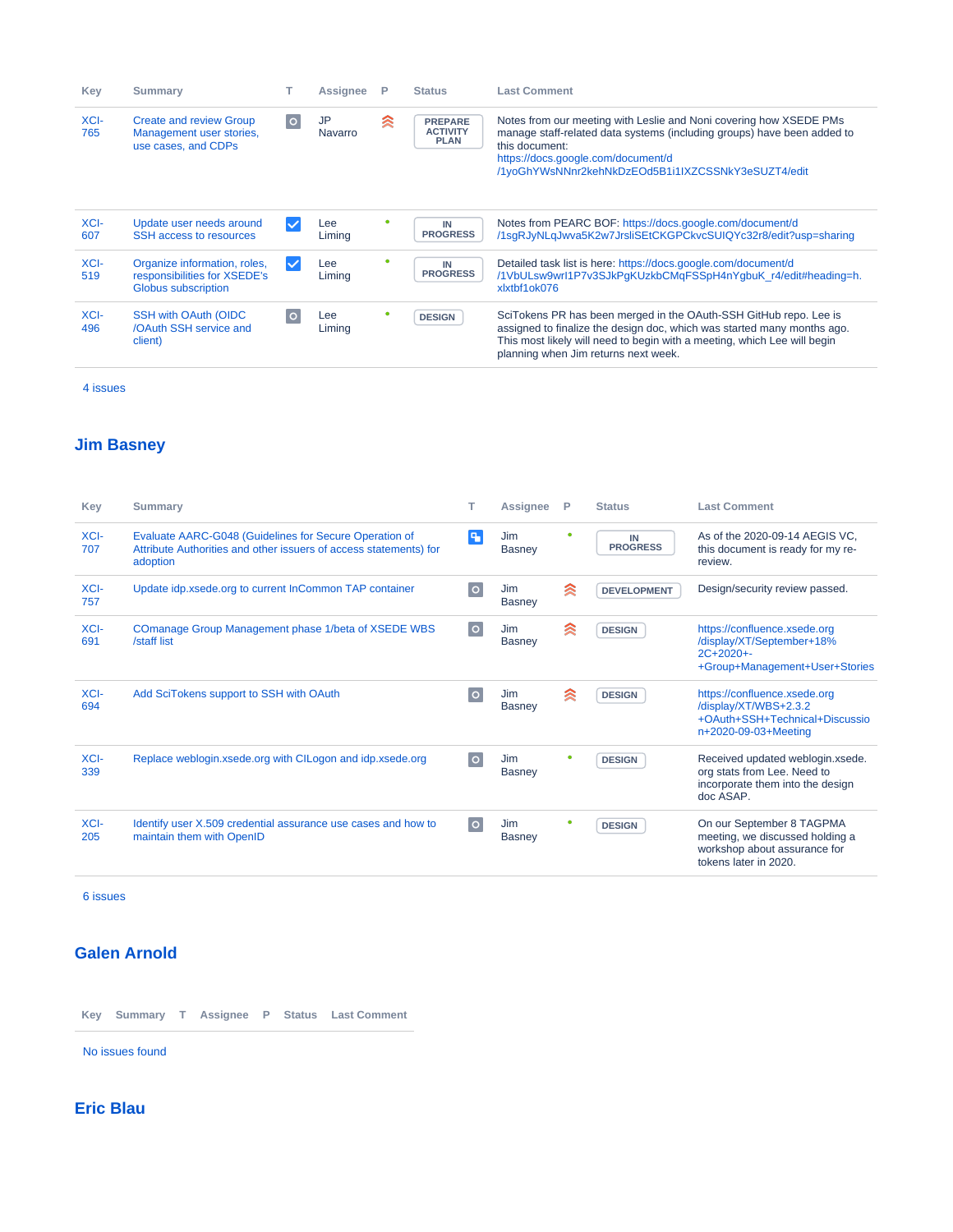| Key | Summary | T | Assignee | P | Status | Last Comment |
|---|---|---|---|---|---|---|
| XCI-765 | Create and review Group Management user stories, use cases, and CDPs | | JP Navarro | | PREPARE ACTIVITY PLAN | Notes from our meeting with Leslie and Noni covering how XSEDE PMs manage staff-related data systems (including groups) have been added to this document: https://docs.google.com/document/d/1yoGhYWsNNnr2kehNkDzEOd5B1i1IXZCSSNkY3eSUZT4/edit |
| XCI-607 | Update user needs around SSH access to resources | | Lee Liming | | IN PROGRESS | Notes from PEARC BOF: https://docs.google.com/document/d/1sgRJyNLqJwva5K2w7JrsliSEtCKGPCkvcSUIQYc32r8/edit?usp=sharing |
| XCI-519 | Organize information, roles, responsibilities for XSEDE's Globus subscription | | Lee Liming | | IN PROGRESS | Detailed task list is here: https://docs.google.com/document/d/1VbULsw9wrI1P7v3SJkPgKUzkbCMqFSSpH4nYgbuK_r4/edit#heading=h.xlxtbf1ok076 |
| XCI-496 | SSH with OAuth (OIDC/OAuth SSH service and client) | | Lee Liming | | DESIGN | SciTokens PR has been merged in the OAuth-SSH GitHub repo. Lee is assigned to finalize the design doc, which was started many months ago. This most likely will need to begin with a meeting, which Lee will begin planning when Jim returns next week. |

4 issues

## Jim Basney

| Key | Summary | T | Assignee | P | Status | Last Comment |
|---|---|---|---|---|---|---|
| XCI-707 | Evaluate AARC-G048 (Guidelines for Secure Operation of Attribute Authorities and other issuers of access statements) for adoption | | Jim Basney | | IN PROGRESS | As of the 2020-09-14 AEGIS VC, this document is ready for my re-review. |
| XCI-757 | Update idp.xsede.org to current InCommon TAP container | | Jim Basney | | DEVELOPMENT | Design/security review passed. |
| XCI-691 | COmanage Group Management phase 1/beta of XSEDE WBS/staff list | | Jim Basney | | DESIGN | https://confluence.xsede.org/display/XT/September+18%2C+2020+-+Group+Management+User+Stories |
| XCI-694 | Add SciTokens support to SSH with OAuth | | Jim Basney | | DESIGN | https://confluence.xsede.org/display/XT/WBS+2.3.2+OAuth+SSH+Technical+Discussion+2020-09-03+Meeting |
| XCI-339 | Replace weblogin.xsede.org with CILogon and idp.xsede.org | | Jim Basney | | DESIGN | Received updated weblogin.xsede.org stats from Lee. Need to incorporate them into the design doc ASAP. |
| XCI-205 | Identify user X.509 credential assurance use cases and how to maintain them with OpenID | | Jim Basney | | DESIGN | On our September 8 TAGPMA meeting, we discussed holding a workshop about assurance for tokens later in 2020. |

6 issues

## Galen Arnold

| Key | Summary | T | Assignee | P | Status | Last Comment |
|---|---|---|---|---|---|---|

No issues found

## Eric Blau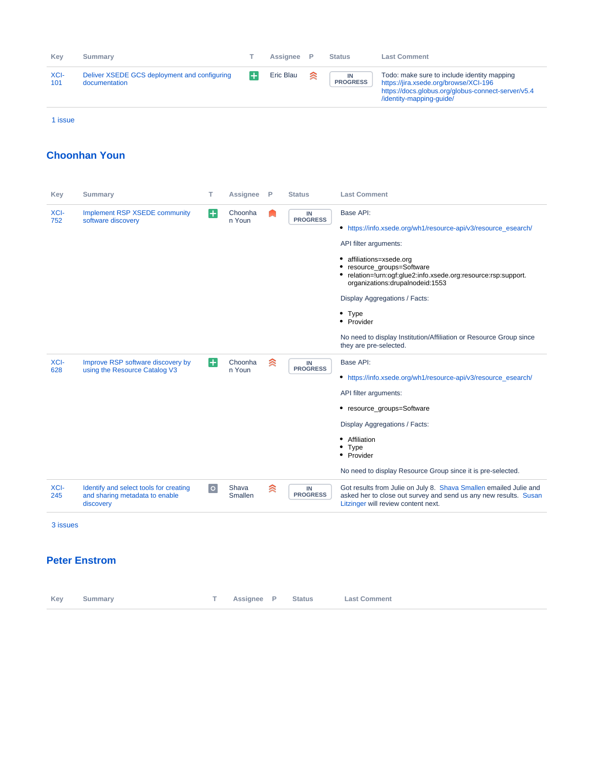| Key | Summary | T | Assignee | P | Status | Last Comment |
|---|---|---|---|---|---|---|
| XCI-101 | Deliver XSEDE GCS deployment and configuring documentation | | Eric Blau | | IN PROGRESS | Todo: make sure to include identity mapping https://jira.xsede.org/browse/XCI-196 https://docs.globus.org/globus-connect-server/v5.4/identity-mapping-guide/ |

1 issue

## Choonhan Youn

| Key | Summary | T | Assignee | P | Status | Last Comment |
|---|---|---|---|---|---|---|
| XCI-752 | Implement RSP XSEDE community software discovery | | Choonhan Youn | | IN PROGRESS | Base API: <br>• https://info.xsede.org/wh1/resource-api/v3/resource_esearch/ <br>API filter arguments: <br>• affiliations=xsede.org <br>• resource_groups=Software <br>• relation=!urn:ogf:glue2:info.xsede.org:resource:rsp:support.organizations:drupalnodeid:1553 <br>Display Aggregations / Facts: <br>• Type <br>• Provider <br>No need to display Institution/Affiliation or Resource Group since they are pre-selected. |
| XCI-628 | Improve RSP software discovery by using the Resource Catalog V3 | | Choonhan Youn | | IN PROGRESS | Base API: <br>• https://info.xsede.org/wh1/resource-api/v3/resource_esearch/ <br>API filter arguments: <br>• resource_groups=Software <br>Display Aggregations / Facts: <br>• Affiliation <br>• Type <br>• Provider <br>No need to display Resource Group since it is pre-selected. |
| XCI-245 | Identify and select tools for creating and sharing metadata to enable discovery | | Shava Smallen | | IN PROGRESS | Got results from Julie on July 8. Shava Smallen emailed Julie and asked her to close out survey and send us any new results. Susan Litzinger will review content next. |

3 issues

## Peter Enstrom

| Key | Summary | T | Assignee | P | Status | Last Comment |
|---|---|---|---|---|---|---|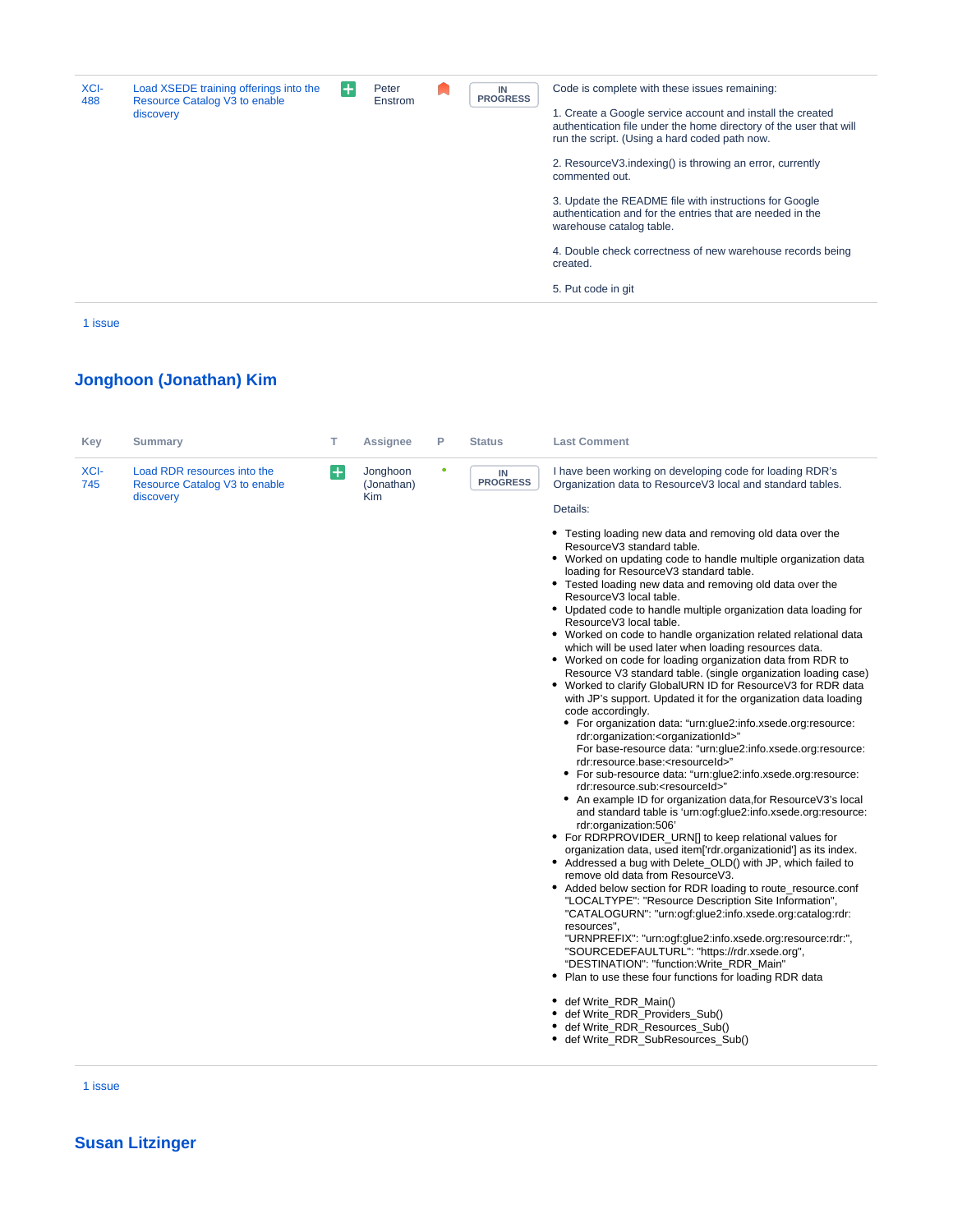| Key | Summary | T | Assignee | P | Status | Last Comment |
|---|---|---|---|---|---|---|
| XCI-488 | Load XSEDE training offerings into the Resource Catalog V3 to enable discovery | | Peter Enstrom | | IN PROGRESS | Code is complete with these issues remaining:<br><br>1. Create a Google service account and install the created authentication file under the home directory of the user that will run the script. (Using a hard coded path now.<br><br>2. ResourceV3.indexing() is throwing an error, currently commented out.<br><br>3. Update the README file with instructions for Google authentication and for the entries that are needed in the warehouse catalog table.<br><br>4. Double check correctness of new warehouse records being created.<br><br>5. Put code in git |

1 issue

## Jonghoon (Jonathan) Kim

| Key | Summary | T | Assignee | P | Status | Last Comment |
|---|---|---|---|---|---|---|
| XCI-745 | Load RDR resources into the Resource Catalog V3 to enable discovery | | Jonghoon (Jonathan) Kim | | IN PROGRESS | I have been working on developing code for loading RDR's Organization data to ResourceV3 local and standard tables.<br><br>Details:<br><br>• Testing loading new data and removing old data over the ResourceV3 standard table.<br>• Worked on updating code to handle multiple organization data loading for ResourceV3 standard table.<br>• Tested loading new data and removing old data over the ResourceV3 local table.<br>• Updated code to handle multiple organization data loading for ResourceV3 local table.<br>• Worked on code to handle organization related relational data which will be used later when loading resources data.<br>• Worked on code for loading organization data from RDR to Resource V3 standard table. (single organization loading case)<br>• Worked to clarify GlobalURN ID for ResourceV3 for RDR data with JP's support. Updated it for the organization data loading code accordingly.<br>&nbsp;&nbsp;◦ For organization data: "urn:glue2:info.xsede.org:resource:rdr:organization:<organizationId>"<br>&nbsp;&nbsp;For base-resource data: "urn:glue2:info.xsede.org:resource:rdr:resource.base:<resourceId>"<br>&nbsp;&nbsp;◦ For sub-resource data: "urn:glue2:info.xsede.org:resource:rdr:resource.sub:<resourceId>"<br>&nbsp;&nbsp;◦ An example ID for organization data,for ResourceV3's local and standard table is 'urn:ogf:glue2:info.xsede.org:resource:rdr:organization:506'<br>• For RDRPROVIDER_URN[] to keep relational values for organization data, used item['rdr.organizationid'] as its index.<br>• Addressed a bug with Delete_OLD() with JP, which failed to remove old data from ResourceV3.<br>• Added below section for RDR loading to route_resource.conf "LOCALTYPE": "Resource Description Site Information", "CATALOGURN": "urn:ogf:glue2:info.xsede.org:catalog:rdr:resources",<br>"URNPREFIX": "urn:ogf:glue2:info.xsede.org:resource:rdr:", "SOURCEDEFAULTURL": "https://rdr.xsede.org", "DESTINATION": "function:Write_RDR_Main"<br>• Plan to use these four functions for loading RDR data<br><br>• def Write_RDR_Main()<br>• def Write_RDR_Providers_Sub()<br>• def Write_RDR_Resources_Sub()<br>• def Write_RDR_SubResources_Sub() |

1 issue

## Susan Litzinger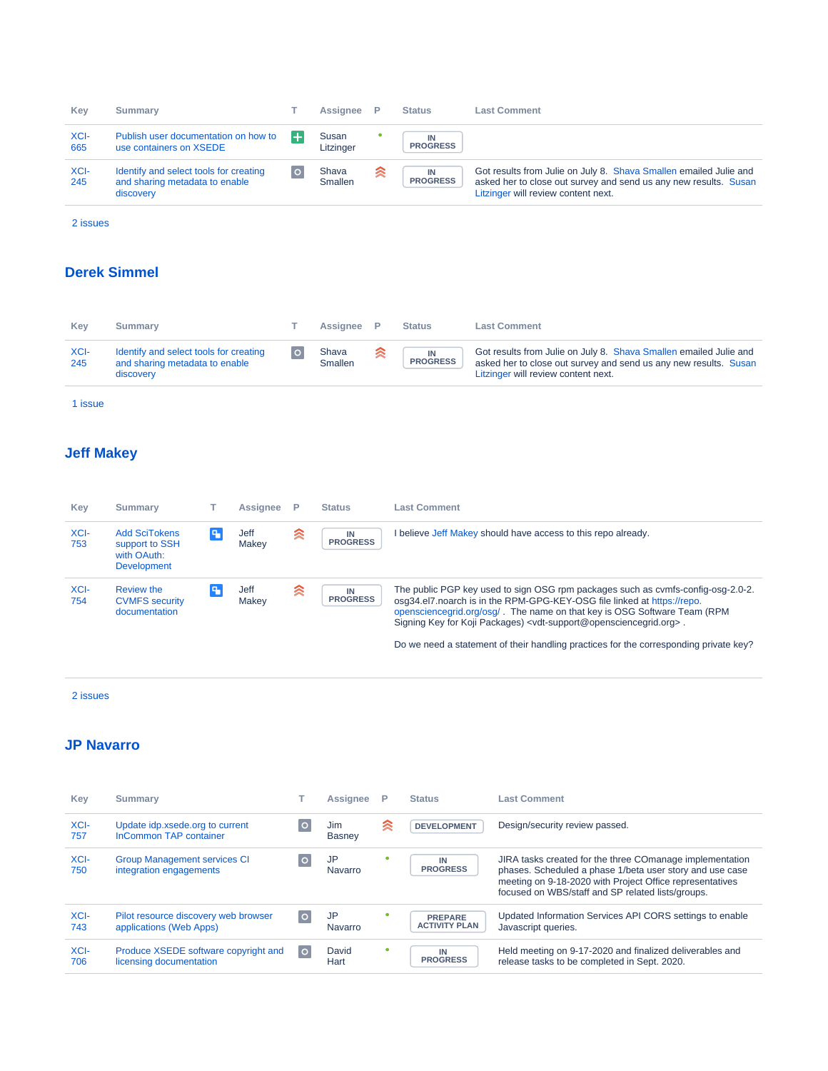| Key | Summary | T | Assignee | P | Status | Last Comment |
|---|---|---|---|---|---|---|
| XCI-665 | Publish user documentation on how to use containers on XSEDE | | Susan Litzinger | | IN PROGRESS | |
| XCI-245 | Identify and select tools for creating and sharing metadata to enable discovery | | Shava Smallen | | IN PROGRESS | Got results from Julie on July 8. Shava Smallen emailed Julie and asked her to close out survey and send us any new results. Susan Litzinger will review content next. |

2 issues

## Derek Simmel

| Key | Summary | T | Assignee | P | Status | Last Comment |
|---|---|---|---|---|---|---|
| XCI-245 | Identify and select tools for creating and sharing metadata to enable discovery | | Shava Smallen | | IN PROGRESS | Got results from Julie on July 8. Shava Smallen emailed Julie and asked her to close out survey and send us any new results. Susan Litzinger will review content next. |

1 issue

## Jeff Makey

| Key | Summary | T | Assignee | P | Status | Last Comment |
|---|---|---|---|---|---|---|
| XCI-753 | Add SciTokens support to SSH with OAuth: Development | | Jeff Makey | | IN PROGRESS | I believe Jeff Makey should have access to this repo already. |
| XCI-754 | Review the CVMFS security documentation | | Jeff Makey | | IN PROGRESS | The public PGP key used to sign OSG rpm packages such as cvmfs-config-osg-2.0-2.osg34.el7.noarch is in the RPM-GPG-KEY-OSG file linked at https://repo.opensciencegrid.org/osg/ . The name on that key is OSG Software Team (RPM Signing Key for Koji Packages) <vdt-support@opensciencegrid.org> . Do we need a statement of their handling practices for the corresponding private key? |

2 issues

## JP Navarro

| Key | Summary | T | Assignee | P | Status | Last Comment |
|---|---|---|---|---|---|---|
| XCI-757 | Update idp.xsede.org to current InCommon TAP container | | Jim Basney | | DEVELOPMENT | Design/security review passed. |
| XCI-750 | Group Management services CI integration engagements | | JP Navarro | | IN PROGRESS | JIRA tasks created for the three COmanage implementation phases. Scheduled a phase 1/beta user story and use case meeting on 9-18-2020 with Project Office representatives focused on WBS/staff and SP related lists/groups. |
| XCI-743 | Pilot resource discovery web browser applications (Web Apps) | | JP Navarro | | PREPARE ACTIVITY PLAN | Updated Information Services API CORS settings to enable Javascript queries. |
| XCI-706 | Produce XSEDE software copyright and licensing documentation | | David Hart | | IN PROGRESS | Held meeting on 9-17-2020 and finalized deliverables and release tasks to be completed in Sept. 2020. |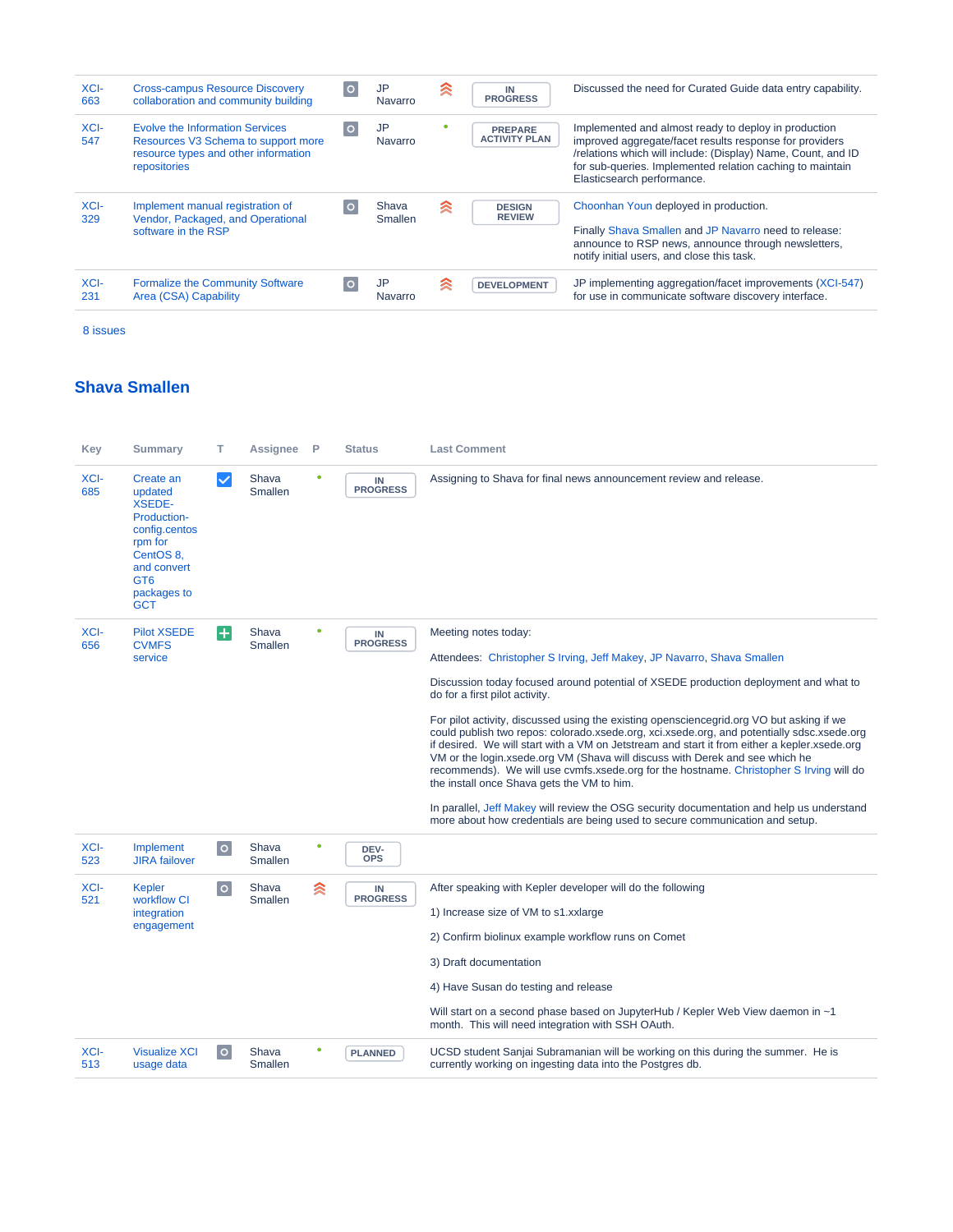| Key | Summary | T | Assignee | P | Status | Last Comment |
|---|---|---|---|---|---|---|
| XCI-663 | Cross-campus Resource Discovery collaboration and community building | | JP Navarro | | IN PROGRESS | Discussed the need for Curated Guide data entry capability. |
| XCI-547 | Evolve the Information Services Resources V3 Schema to support more resource types and other information repositories | | JP Navarro | | PREPARE ACTIVITY PLAN | Implemented and almost ready to deploy in production improved aggregate/facet results response for providers /relations which will include: (Display) Name, Count, and ID for sub-queries. Implemented relation caching to maintain Elasticsearch performance. |
| XCI-329 | Implement manual registration of Vendor, Packaged, and Operational software in the RSP | | Shava Smallen | | DESIGN REVIEW | Choonhan Youn deployed in production.<br><br>Finally Shava Smallen and JP Navarro need to release: announce to RSP news, announce through newsletters, notify initial users, and close this task. |
| XCI-231 | Formalize the Community Software Area (CSA) Capability | | JP Navarro | | DEVELOPMENT | JP implementing aggregation/facet improvements (XCI-547) for use in communicate software discovery interface. |

8 issues

## Shava Smallen

| Key | Summary | T | Assignee | P | Status | Last Comment |
|---|---|---|---|---|---|---|
| XCI-685 | Create an updated XSEDE-Production-config.centos rpm for CentOS 8, and convert GT6 packages to GCT | | Shava Smallen | | IN PROGRESS | Assigning to Shava for final news announcement review and release. |
| XCI-656 | Pilot XSEDE CVMFS service | | Shava Smallen | | IN PROGRESS | Meeting notes today:<br><br>Attendees: Christopher S Irving, Jeff Makey, JP Navarro, Shava Smallen<br><br>Discussion today focused around potential of XSEDE production deployment and what to do for a first pilot activity.<br><br>For pilot activity, discussed using the existing opensciencegrid.org VO but asking if we could publish two repos: colorado.xsede.org, xci.xsede.org, and potentially sdsc.xsede.org if desired. We will start with a VM on Jetstream and start it from either a kepler.xsede.org VM or the login.xsede.org VM (Shava will discuss with Derek and see which he recommends). We will use cvmfs.xsede.org for the hostname. Christopher S Irving will do the install once Shava gets the VM to him.<br><br>In parallel, Jeff Makey will review the OSG security documentation and help us understand more about how credentials are being used to secure communication and setup. |
| XCI-523 | Implement JIRA failover | | Shava Smallen | | DEV-OPS | |
| XCI-521 | Kepler workflow CI integration engagement | | Shava Smallen | | IN PROGRESS | After speaking with Kepler developer will do the following<br><br>1) Increase size of VM to s1.xxlarge<br><br>2) Confirm biolinux example workflow runs on Comet<br><br>3) Draft documentation<br><br>4) Have Susan do testing and release<br><br>Will start on a second phase based on JupyterHub / Kepler Web View daemon in ~1 month. This will need integration with SSH OAuth. |
| XCI-513 | Visualize XCI usage data | | Shava Smallen | | PLANNED | UCSD student Sanjai Subramanian will be working on this during the summer. He is currently working on ingesting data into the Postgres db. |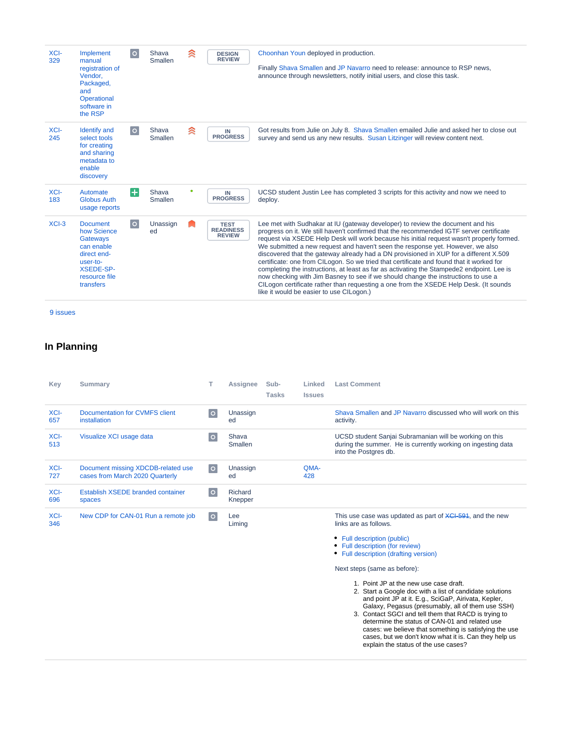| | | | | | | |
|---|---|---|---|---|---|---|
| XCI-329 | Implement manual registration of Vendor, Packaged, and Operational software in the RSP | | Shava Smallen | | DESIGN REVIEW | Choonhan Youn deployed in production.<br><br>Finally Shava Smallen and JP Navarro need to release: announce to RSP news, announce through newsletters, notify initial users, and close this task. |
| XCI-245 | Identify and select tools for creating and sharing metadata to enable discovery | | Shava Smallen | | IN PROGRESS | Got results from Julie on July 8. Shava Smallen emailed Julie and asked her to close out survey and send us any new results. Susan Litzinger will review content next. |
| XCI-183 | Automate Globus Auth usage reports | | Shava Smallen | | IN PROGRESS | UCSD student Justin Lee has completed 3 scripts for this activity and now we need to deploy. |
| XCI-3 | Document how Science Gateways can enable direct end-user-to-XSEDE-SP-resource file transfers | | Unassigned | | TEST READINESS REVIEW | Lee met with Sudhakar at IU (gateway developer) to review the document and his progress on it. We still haven't confirmed that the recommended IGTF server certificate request via XSEDE Help Desk will work because his initial request wasn't properly formed. We submitted a new request and haven't seen the response yet. However, we also discovered that the gateway already had a DN provisioned in XUP for a different X.509 certificate: one from CILogon. So we tried that certificate and found that it worked for completing the instructions, at least as far as activating the Stampede2 endpoint. Lee is now checking with Jim Basney to see if we should change the instructions to use a CILogon certificate rather than requesting a one from the XSEDE Help Desk. (It sounds like it would be easier to use CILogon.) |

9 issues

## In Planning

| Key | Summary | T | Assignee | Sub-Tasks | Linked Issues | Last Comment |
|---|---|---|---|---|---|---|
| XCI-657 | Documentation for CVMFS client installation | | Unassigned | | | Shava Smallen and JP Navarro discussed who will work on this activity. |
| XCI-513 | Visualize XCI usage data | | Shava Smallen | | | UCSD student Sanjai Subramanian will be working on this during the summer. He is currently working on ingesting data into the Postgres db. |
| XCI-727 | Document missing XDCDB-related use cases from March 2020 Quarterly | | Unassigned | | QMA-428 | |
| XCI-696 | Establish XSEDE branded container spaces | | Richard Knepper | | | |
| XCI-346 | New CDP for CAN-01 Run a remote job | | Lee Liming | | | This use case was updated as part of ~~XCI-591~~, and the new links are as follows.<br><br>• Full description (public)<br>• Full description (for review)<br>• Full description (drafting version)<br><br>Next steps (same as before):<br><br>1. Point JP at the new use case draft.<br>2. Start a Google doc with a list of candidate solutions and point JP at it. E.g., SciGaP, Airivata, Kepler, Galaxy, Pegasus (presumably, all of them use SSH)<br>3. Contact SGCI and tell them that RACD is trying to determine the status of CAN-01 and related use cases: we believe that something is satisfying the use cases, but we don't know what it is. Can they help us explain the status of the use cases? |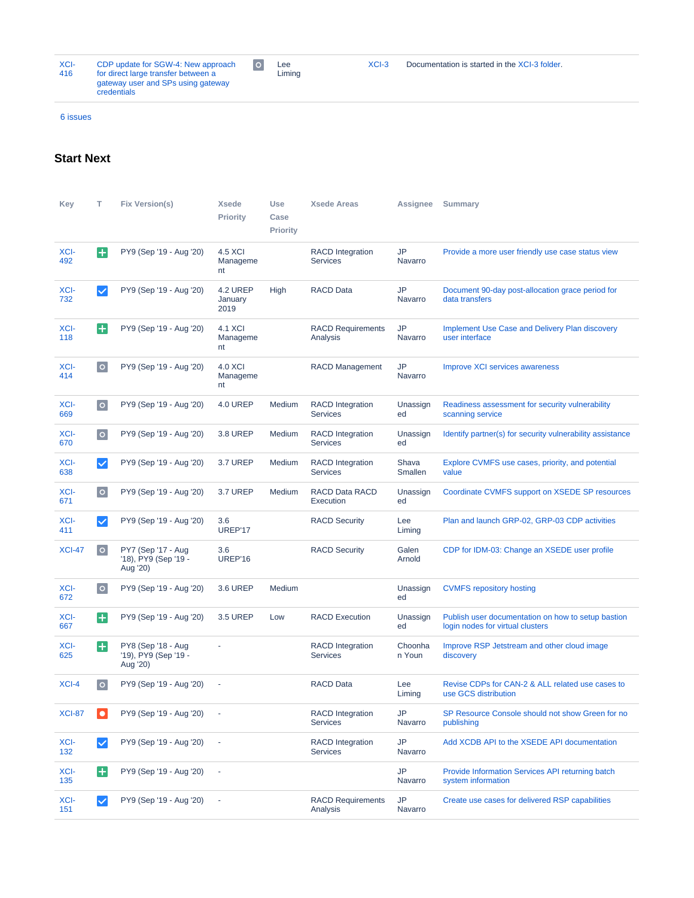| XCI-416 | CDP update for SGW-4: New approach for direct large transfer between a gateway user and SPs using gateway credentials | | Lee Liming | XCI-3 | Documentation is started in the XCI-3 folder. |
|---|---|---|---|---|---|

6 issues

## Start Next

| Key | T | Fix Version(s) | Xsede Priority | Use Case Priority | Xsede Areas | Assignee | Summary |
|---|---|---|---|---|---|---|---|
| XCI-492 | | PY9 (Sep '19 - Aug '20) | 4.5 XCI Management | | RACD Integration Services | JP Navarro | Provide a more user friendly use case status view |
| XCI-732 | | PY9 (Sep '19 - Aug '20) | 4.2 UREP January 2019 | High | RACD Data | JP Navarro | Document 90-day post-allocation grace period for data transfers |
| XCI-118 | | PY9 (Sep '19 - Aug '20) | 4.1 XCI Management | | RACD Requirements Analysis | JP Navarro | Implement Use Case and Delivery Plan discovery user interface |
| XCI-414 | | PY9 (Sep '19 - Aug '20) | 4.0 XCI Management | | RACD Management | JP Navarro | Improve XCI services awareness |
| XCI-669 | | PY9 (Sep '19 - Aug '20) | 4.0 UREP | Medium | RACD Integration Services | Unassigned | Readiness assessment for security vulnerability scanning service |
| XCI-670 | | PY9 (Sep '19 - Aug '20) | 3.8 UREP | Medium | RACD Integration Services | Unassigned | Identify partner(s) for security vulnerability assistance |
| XCI-638 | | PY9 (Sep '19 - Aug '20) | 3.7 UREP | Medium | RACD Integration Services | Shava Smallen | Explore CVMFS use cases, priority, and potential value |
| XCI-671 | | PY9 (Sep '19 - Aug '20) | 3.7 UREP | Medium | RACD Data RACD Execution | Unassigned | Coordinate CVMFS support on XSEDE SP resources |
| XCI-411 | | PY9 (Sep '19 - Aug '20) | 3.6 UREP'17 | | RACD Security | Lee Liming | Plan and launch GRP-02, GRP-03 CDP activities |
| XCI-47 | | PY7 (Sep '17 - Aug '18), PY9 (Sep '19 - Aug '20) | 3.6 UREP'16 | | RACD Security | Galen Arnold | CDP for IDM-03: Change an XSEDE user profile |
| XCI-672 | | PY9 (Sep '19 - Aug '20) | 3.6 UREP | Medium | | Unassigned | CVMFS repository hosting |
| XCI-667 | | PY9 (Sep '19 - Aug '20) | 3.5 UREP | Low | RACD Execution | Unassigned | Publish user documentation on how to setup bastion login nodes for virtual clusters |
| XCI-625 | | PY8 (Sep '18 - Aug '19), PY9 (Sep '19 - Aug '20) | - | | RACD Integration Services | Choonhan Youn | Improve RSP Jetstream and other cloud image discovery |
| XCI-4 | | PY9 (Sep '19 - Aug '20) | - | | RACD Data | Lee Liming | Revise CDPs for CAN-2 & ALL related use cases to use GCS distribution |
| XCI-87 | | PY9 (Sep '19 - Aug '20) | - | | RACD Integration Services | JP Navarro | SP Resource Console should not show Green for no publishing |
| XCI-132 | | PY9 (Sep '19 - Aug '20) | - | | RACD Integration Services | JP Navarro | Add XCDB API to the XSEDE API documentation |
| XCI-135 | | PY9 (Sep '19 - Aug '20) | - | | | JP Navarro | Provide Information Services API returning batch system information |
| XCI-151 | | PY9 (Sep '19 - Aug '20) | - | | RACD Requirements Analysis | JP Navarro | Create use cases for delivered RSP capabilities |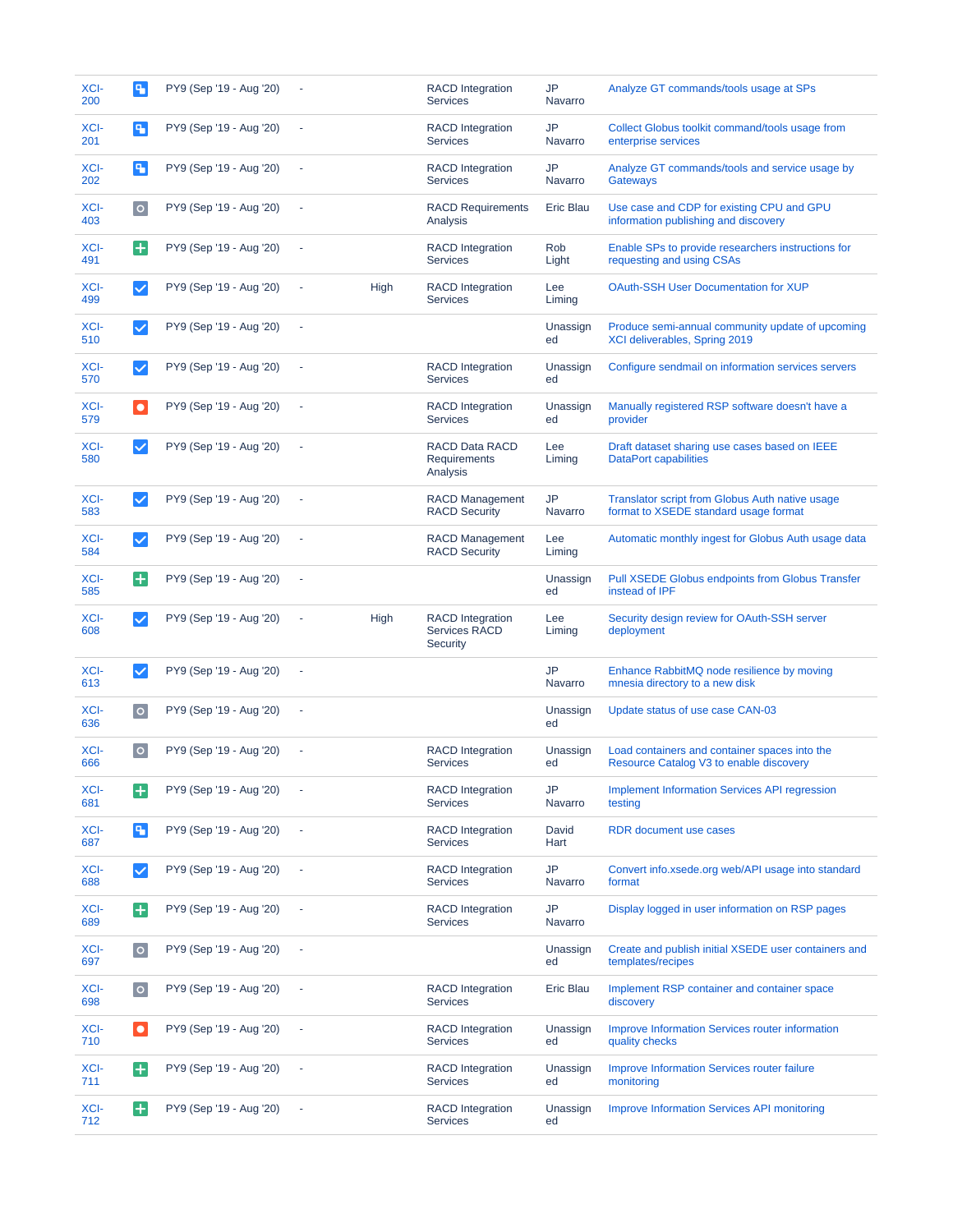| | | | | | | | |
|---|---|---|---|---|---|---|---|
| XCI-200 | | PY9 (Sep '19 - Aug '20) | - | | RACD Integration Services | JP Navarro | Analyze GT commands/tools usage at SPs |
| XCI-201 | | PY9 (Sep '19 - Aug '20) | - | | RACD Integration Services | JP Navarro | Collect Globus toolkit command/tools usage from enterprise services |
| XCI-202 | | PY9 (Sep '19 - Aug '20) | - | | RACD Integration Services | JP Navarro | Analyze GT commands and service usage by Gateways |
| XCI-403 | | PY9 (Sep '19 - Aug '20) | - | | RACD Requirements Analysis | Eric Blau | Use case and CDP for existing CPU and GPU information publishing and discovery |
| XCI-491 | | PY9 (Sep '19 - Aug '20) | - | | RACD Integration Services | Rob Light | Enable SPs to provide researchers instructions for requesting and using CSAs |
| XCI-499 | | PY9 (Sep '19 - Aug '20) | - | High | RACD Integration Services | Lee Liming | OAuth-SSH User Documentation for XUP |
| XCI-510 | | PY9 (Sep '19 - Aug '20) | - | | | Unassigned | Produce semi-annual community update of upcoming XCI deliverables, Spring 2019 |
| XCI-570 | | PY9 (Sep '19 - Aug '20) | - | | RACD Integration Services | Unassigned | Configure sendmail on information services servers |
| XCI-579 | | PY9 (Sep '19 - Aug '20) | - | | RACD Integration Services | Unassigned | Manually registered RSP software doesn't have a provider |
| XCI-580 | | PY9 (Sep '19 - Aug '20) | - | | RACD Data RACD Requirements Analysis | Lee Liming | Draft dataset sharing use cases based on IEEE DataPort capabilities |
| XCI-583 | | PY9 (Sep '19 - Aug '20) | - | | RACD Management RACD Security | JP Navarro | Translator script from Globus Auth native usage format to XSEDE standard usage format |
| XCI-584 | | PY9 (Sep '19 - Aug '20) | - | | RACD Management RACD Security | Lee Liming | Automatic monthly ingest for Globus Auth usage data |
| XCI-585 | | PY9 (Sep '19 - Aug '20) | - | | | Unassigned | Pull XSEDE Globus endpoints from Globus Transfer instead of IPF |
| XCI-608 | | PY9 (Sep '19 - Aug '20) | - | High | RACD Integration Services RACD Security | Lee Liming | Security design review for OAuth-SSH server deployment |
| XCI-613 | | PY9 (Sep '19 - Aug '20) | - | | | JP Navarro | Enhance RabbitMQ node resilience by moving mnesia directory to a new disk |
| XCI-636 | | PY9 (Sep '19 - Aug '20) | - | | | Unassigned | Update status of use case CAN-03 |
| XCI-666 | | PY9 (Sep '19 - Aug '20) | - | | RACD Integration Services | Unassigned | Load containers and container spaces into the Resource Catalog V3 to enable discovery |
| XCI-681 | | PY9 (Sep '19 - Aug '20) | - | | RACD Integration Services | JP Navarro | Implement Information Services API regression testing |
| XCI-687 | | PY9 (Sep '19 - Aug '20) | - | | RACD Integration Services | David Hart | RDR document use cases |
| XCI-688 | | PY9 (Sep '19 - Aug '20) | - | | RACD Integration Services | JP Navarro | Convert info.xsede.org web/API usage into standard format |
| XCI-689 | | PY9 (Sep '19 - Aug '20) | - | | RACD Integration Services | JP Navarro | Display logged in user information on RSP pages |
| XCI-697 | | PY9 (Sep '19 - Aug '20) | - | | | Unassigned | Create and publish initial XSEDE user containers and templates/recipes |
| XCI-698 | | PY9 (Sep '19 - Aug '20) | - | | RACD Integration Services | Eric Blau | Implement RSP container and container space discovery |
| XCI-710 | | PY9 (Sep '19 - Aug '20) | - | | RACD Integration Services | Unassigned | Improve Information Services router information quality checks |
| XCI-711 | | PY9 (Sep '19 - Aug '20) | - | | RACD Integration Services | Unassigned | Improve Information Services router failure monitoring |
| XCI-712 | | PY9 (Sep '19 - Aug '20) | - | | RACD Integration Services | Unassigned | Improve Information Services API monitoring |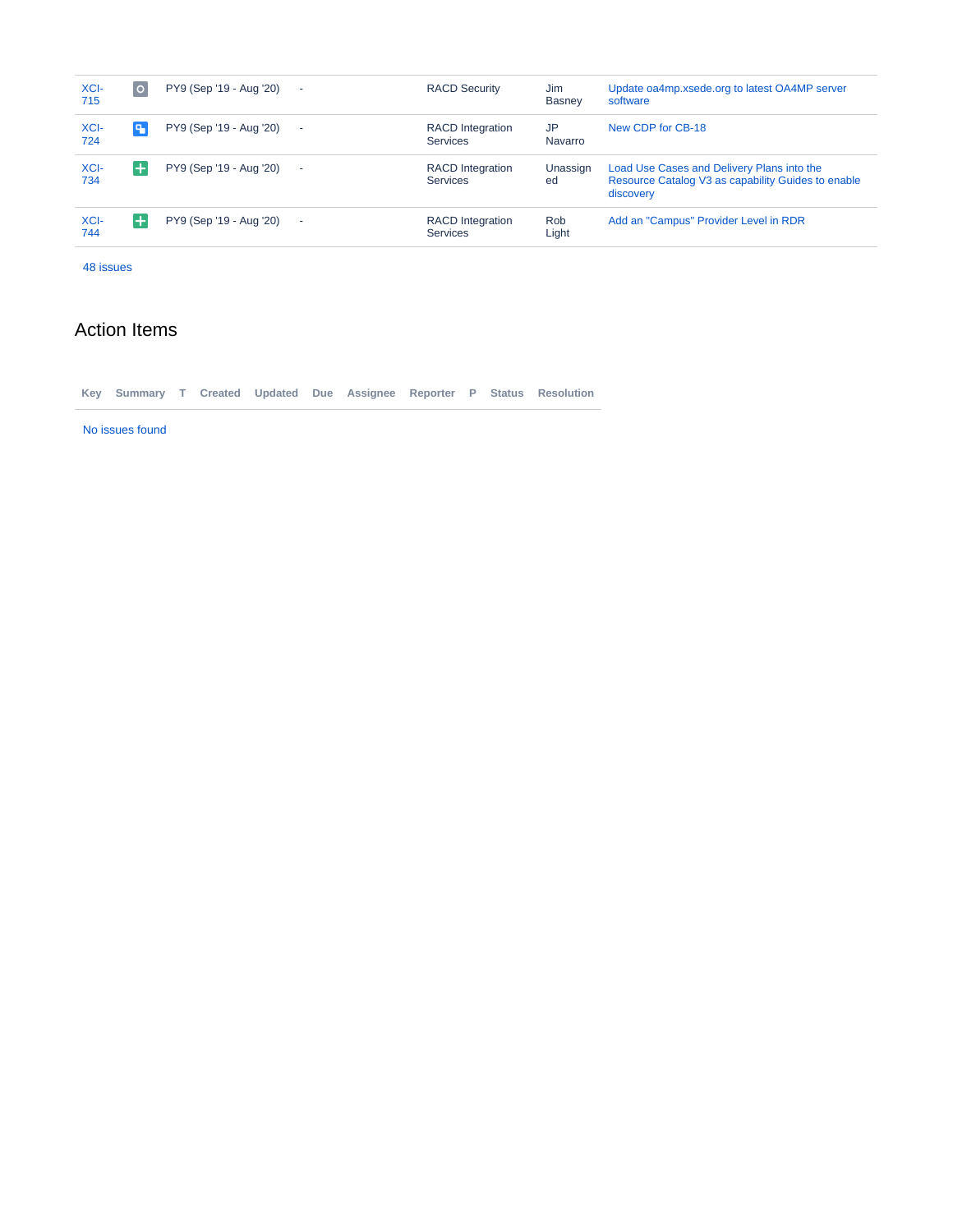| | | | | | | |
|---|---|---|---|---|---|---|
| XCI-715 | | PY9 (Sep '19 - Aug '20) | - | RACD Security | Jim Basney | Update oa4mp.xsede.org to latest OA4MP server software |
| XCI-724 | | PY9 (Sep '19 - Aug '20) | - | RACD Integration Services | JP Navarro | New CDP for CB-18 |
| XCI-734 | | PY9 (Sep '19 - Aug '20) | - | RACD Integration Services | Unassigned | Load Use Cases and Delivery Plans into the Resource Catalog V3 as capability Guides to enable discovery |
| XCI-744 | | PY9 (Sep '19 - Aug '20) | - | RACD Integration Services | Rob Light | Add an "Campus" Provider Level in RDR |

48 issues

## Action Items

| Key | Summary | T | Created | Updated | Due | Assignee | Reporter | P | Status | Resolution |
|---|---|---|---|---|---|---|---|---|---|---|

No issues found